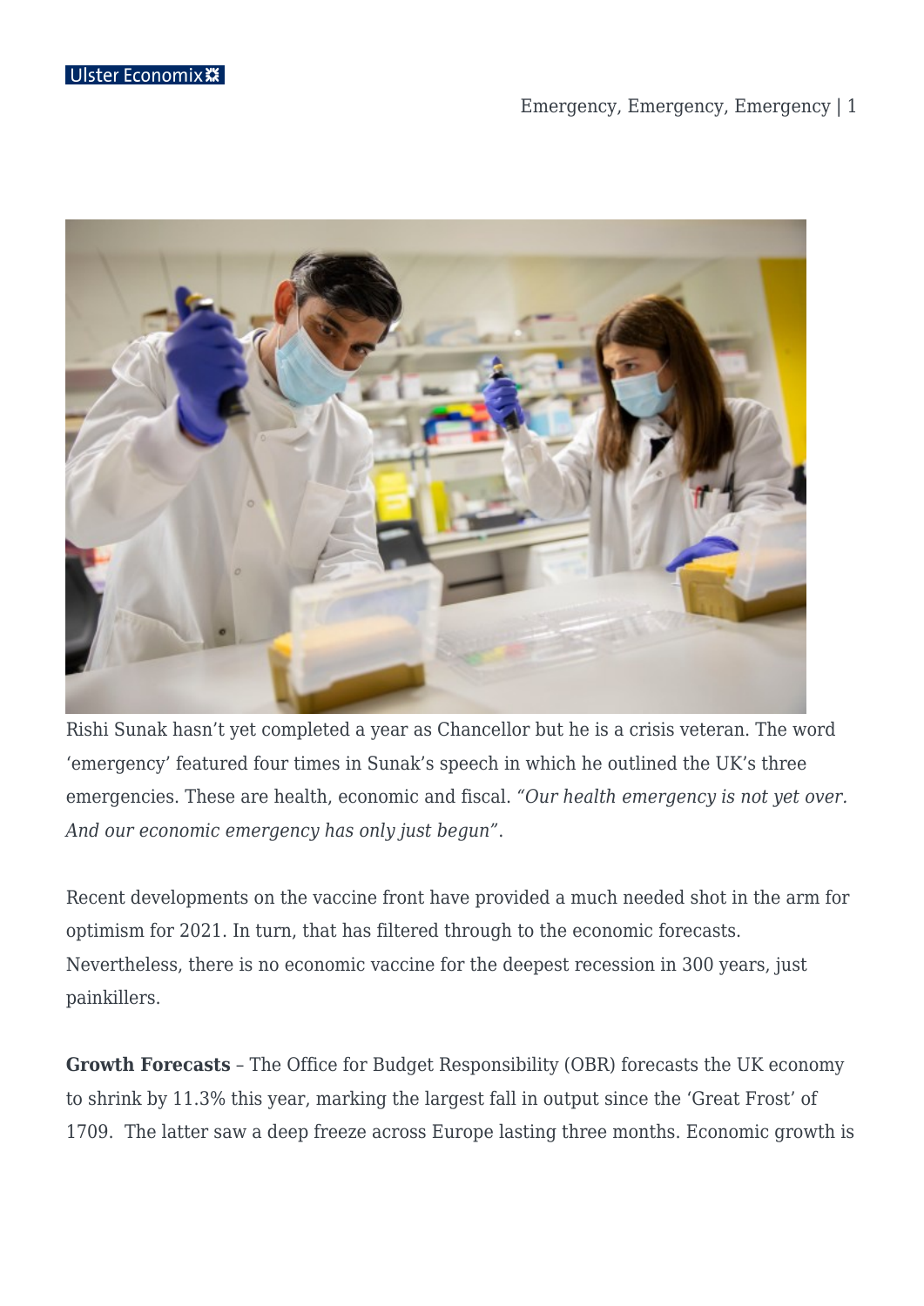Rishi Sunak hasn't yet completed a year as Chancellor but he is a crisis veteran. The word 'emergency' featured four times in Sunak's speech in which he outlined the UK's three emergencies. These are health, economic and fiscal. *"Our health emergency is not yet over. And our economic emergency has only just begun"*.

Recent developments on the vaccine front have provided a much needed shot in the arm for optimism for 2021. In turn, that has filtered through to the economic forecasts. Nevertheless, there is no economic vaccine for the deepest recession in 300 years, just painkillers.

**Growth Forecasts** – The Office for Budget Responsibility (OBR) forecasts the UK economy to shrink by 11.3% this year, marking the largest fall in output since the 'Great Frost' of 1709. The latter saw a deep freeze across Europe lasting three months. Economic growth is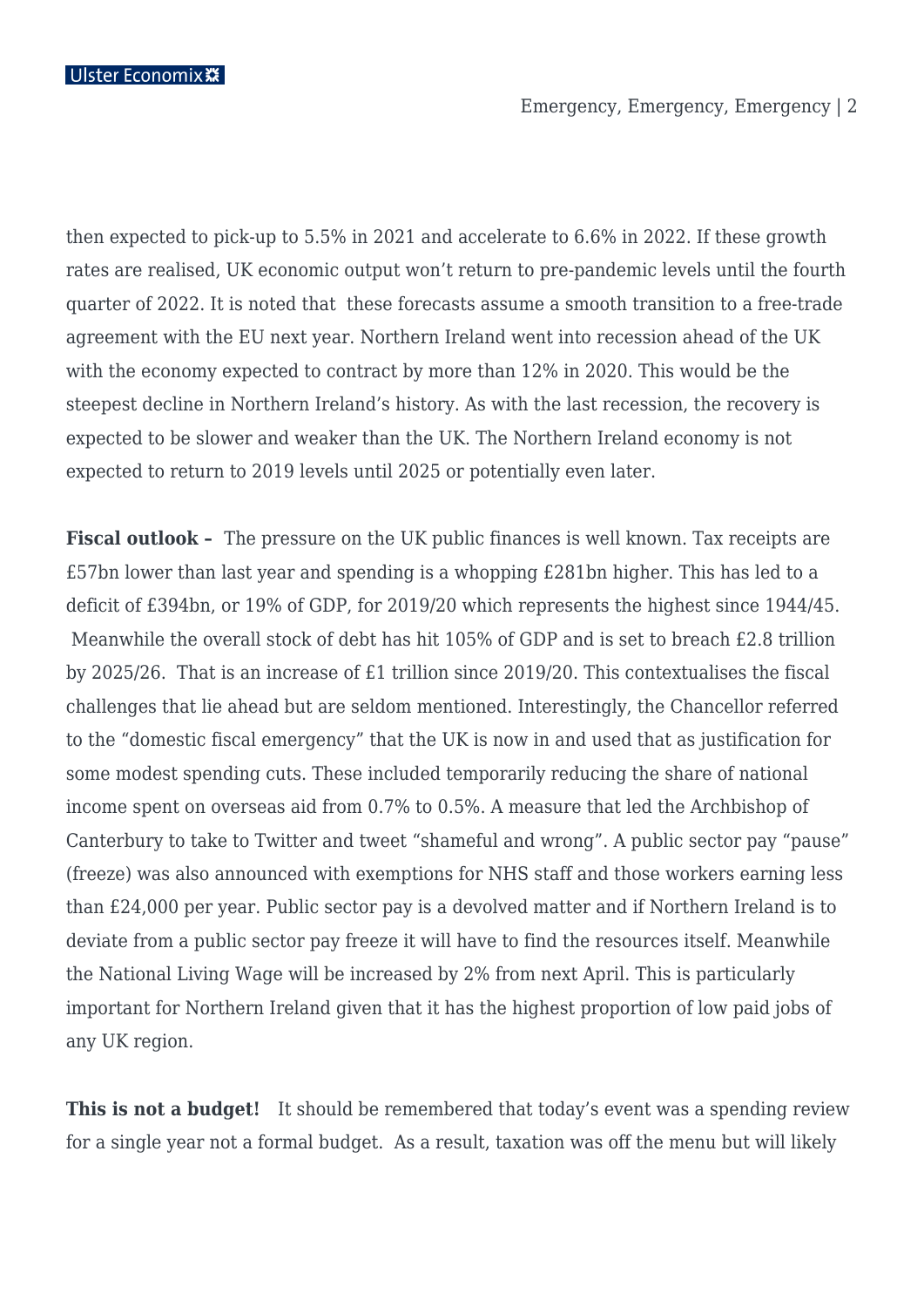then expected to pick-up to 5.5% in 2021 and accelerate to 6.6% in 2022. If these growth rates are realised, UK economic output won't return to pre-pandemic levels until the fourth quarter of 2022. It is noted that these forecasts assume a smooth transition to a free-trade agreement with the EU next year. Northern Ireland went into recession ahead of the UK with the economy expected to contract by more than 12% in 2020. This would be the steepest decline in Northern Ireland's history. As with the last recession, the recovery is expected to be slower and weaker than the UK. The Northern Ireland economy is not expected to return to 2019 levels until 2025 or potentially even later.

**Fiscal outlook –** The pressure on the UK public finances is well known. Tax receipts are £57bn lower than last year and spending is a whopping £281bn higher. This has led to a deficit of £394bn, or 19% of GDP, for 2019/20 which represents the highest since 1944/45. Meanwhile the overall stock of debt has hit 105% of GDP and is set to breach £2.8 trillion by 2025/26. That is an increase of £1 trillion since 2019/20. This contextualises the fiscal challenges that lie ahead but are seldom mentioned. Interestingly, the Chancellor referred to the "domestic fiscal emergency" that the UK is now in and used that as justification for some modest spending cuts. These included temporarily reducing the share of national income spent on overseas aid from 0.7% to 0.5%. A measure that led the Archbishop of Canterbury to take to Twitter and tweet "shameful and wrong". A public sector pay "pause" (freeze) was also announced with exemptions for NHS staff and those workers earning less than £24,000 per year. Public sector pay is a devolved matter and if Northern Ireland is to deviate from a public sector pay freeze it will have to find the resources itself. Meanwhile the National Living Wage will be increased by 2% from next April. This is particularly important for Northern Ireland given that it has the highest proportion of low paid jobs of any UK region.

**This is not a budget!** It should be remembered that today's event was a spending review for a single year not a formal budget. As a result, taxation was off the menu but will likely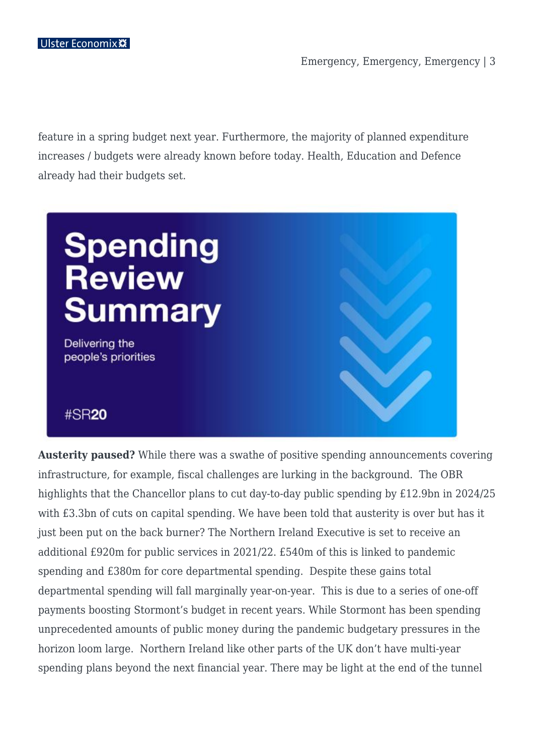feature in a spring budget next year. Furthermore, the majority of planned expenditure increases / budgets were already known before today. Health, Education and Defence already had their budgets set.

**Austerity paused?** While there was a swathe of positive spending announcements covering infrastructure, for example, fiscal challenges are lurking in the background. The OBR highlights that the Chancellor plans to cut day-to-day public spending by £12.9bn in 2024/25 with £3.3bn of cuts on capital spending. We have been told that austerity is over but has it just been put on the back burner? The Northern Ireland Executive is set to receive an additional £920m for public services in 2021/22. £540m of this is linked to pandemic spending and £380m for core departmental spending. Despite these gains total departmental spending will fall marginally year-on-year. This is due to a series of one-off payments boosting Stormont's budget in recent years. While Stormont has been spending unprecedented amounts of public money during the pandemic budgetary pressures in the horizon loom large. Northern Ireland like other parts of the UK don't have multi-year spending plans beyond the next financial year. There may be light at the end of the tunnel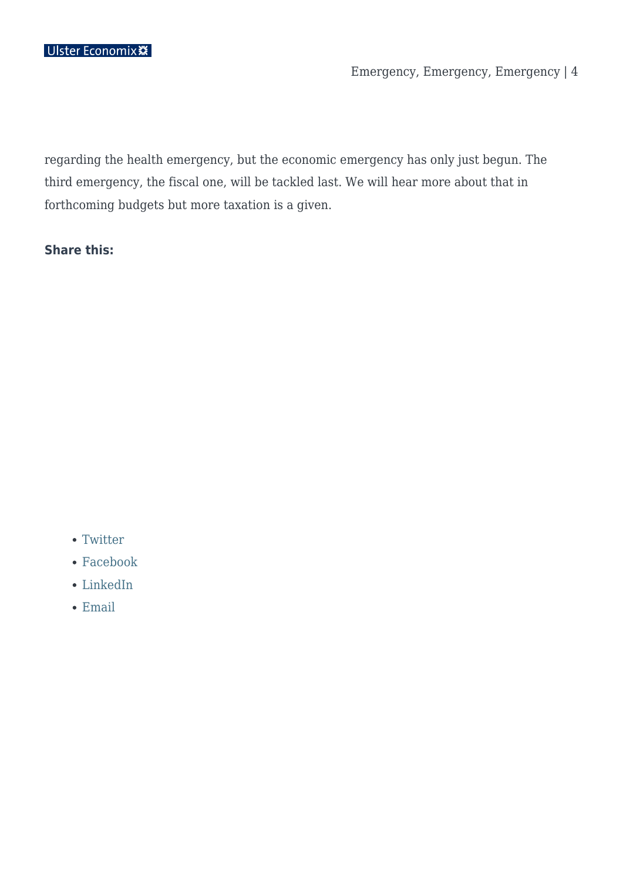regarding the health emergency, but the economic emergency has only just begun. The third emergency, the fiscal one, will be tackled last. We will hear more about that in forthcoming budgets but more taxation is a given.

**Share this:**

- Twitter
- Facebook
- LinkedIn
- Email